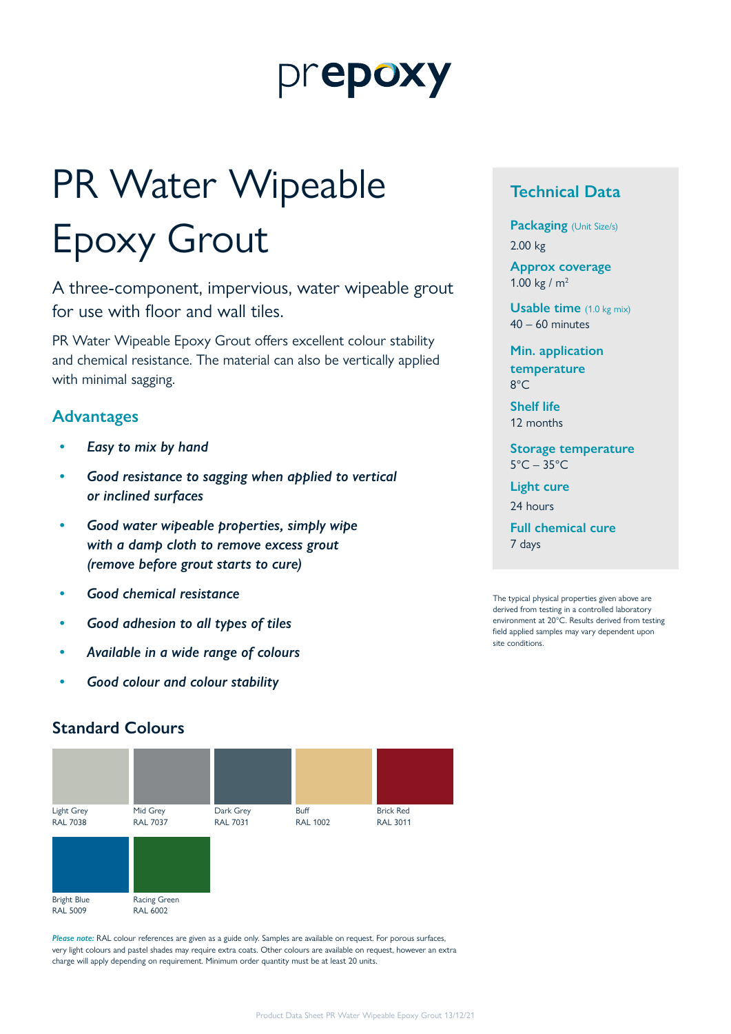prepoxy

# PR Water Wipeable Epoxy Grout

A three-component, impervious, water wipeable grout for use with floor and wall tiles.

PR Water Wipeable Epoxy Grout offers excellent colour stability and chemical resistance. The material can also be vertically applied with minimal sagging.

## Advantages

- *Easy to mix by hand*
- *Good resistance to sagging when applied to vertical or inclined surfaces*
- *Good water wipeable properties, simply wipe with a damp cloth to remove excess grout (remove before grout starts to cure)*
- *Good chemical resistance*
- *Good adhesion to all types of tiles*
- *Available in a wide range of colours*
- *Good colour and colour stability*

## Technical Data

**Packaging** (Unit Size/s)
2.00 kg

**Approx coverage**
1.00 kg / m$^2$

**Usable time** (1.0 kg mix)
40 – 60 minutes

**Min. application temperature**
8°C

**Shelf life**
12 months

**Storage temperature**
5°C – 35°C

**Light cure**
24 hours

**Full chemical cure**
7 days

The typical physical properties given above are derived from testing in a controlled laboratory environment at 20°C. Results derived from testing field applied samples may vary dependent upon site conditions.

## Standard Colours

| Light Grey RAL 7038 | Mid Grey RAL 7037 | Dark Grey RAL 7031 | Buff RAL 1002 | Brick Red RAL 3011 |
|---|---|---|---|---|
| Bright Blue RAL 5009 | Racing Green RAL 6002 | | | |

***Please note:*** RAL colour references are given as a guide only. Samples are available on request. For porous surfaces, very light colours and pastel shades may require extra coats. Other colours are available on request, however an extra charge will apply depending on requirement. Minimum order quantity must be at least 20 units.

Product Data Sheet PR Water Wipeable Epoxy Grout 13/12/21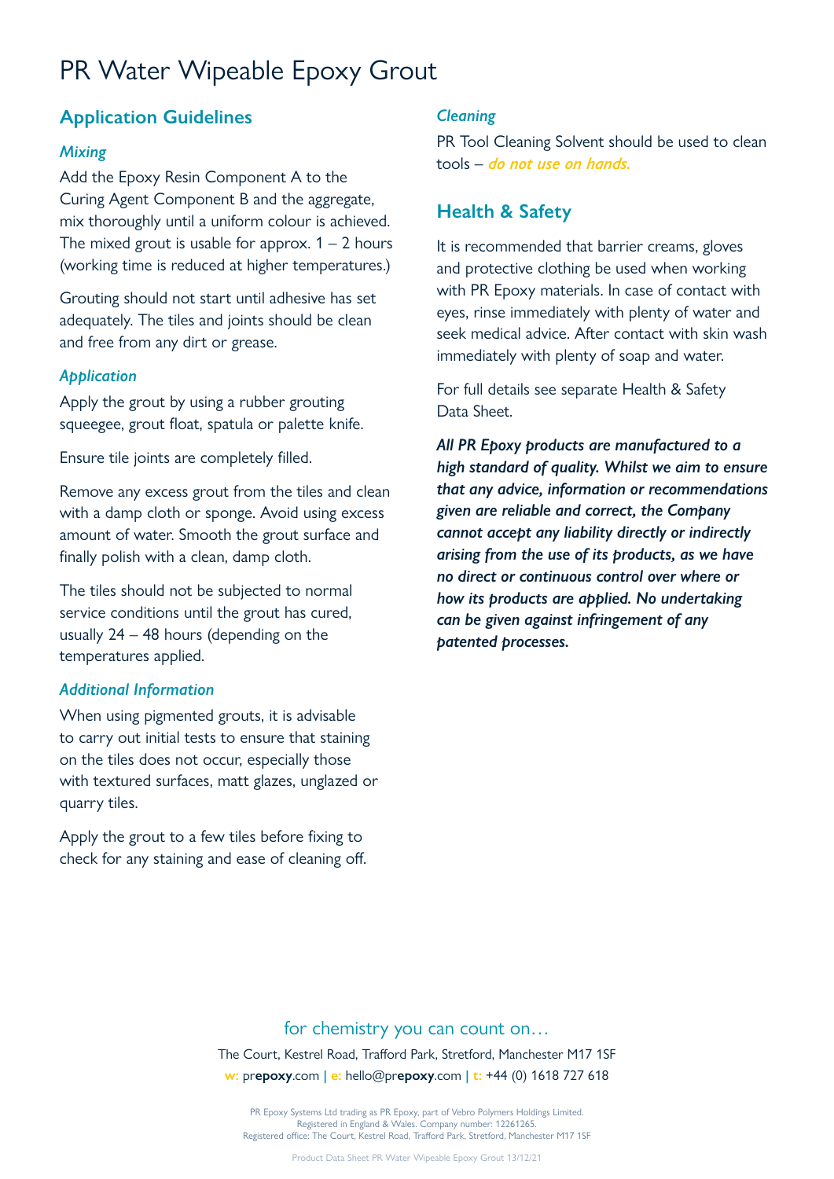# PR Water Wipeable Epoxy Grout

## Application Guidelines

### *Mixing*

Add the Epoxy Resin Component A to the Curing Agent Component B and the aggregate, mix thoroughly until a uniform colour is achieved. The mixed grout is usable for approx. 1 – 2 hours (working time is reduced at higher temperatures.)

Grouting should not start until adhesive has set adequately. The tiles and joints should be clean and free from any dirt or grease.

### *Application*

Apply the grout by using a rubber grouting squeegee, grout float, spatula or palette knife.

Ensure tile joints are completely filled.

Remove any excess grout from the tiles and clean with a damp cloth or sponge. Avoid using excess amount of water. Smooth the grout surface and finally polish with a clean, damp cloth.

The tiles should not be subjected to normal service conditions until the grout has cured, usually 24 – 48 hours (depending on the temperatures applied.

### *Additional Information*

When using pigmented grouts, it is advisable to carry out initial tests to ensure that staining on the tiles does not occur, especially those with textured surfaces, matt glazes, unglazed or quarry tiles.

Apply the grout to a few tiles before fixing to check for any staining and ease of cleaning off.

### *Cleaning*

PR Tool Cleaning Solvent should be used to clean tools – ***do not use on hands.***

## Health & Safety

It is recommended that barrier creams, gloves and protective clothing be used when working with PR Epoxy materials. In case of contact with eyes, rinse immediately with plenty of water and seek medical advice. After contact with skin wash immediately with plenty of soap and water.

For full details see separate Health & Safety Data Sheet.

***All PR Epoxy products are manufactured to a high standard of quality. Whilst we aim to ensure that any advice, information or recommendations given are reliable and correct, the Company cannot accept any liability directly or indirectly arising from the use of its products, as we have no direct or continuous control over where or how its products are applied. No undertaking can be given against infringement of any patented processes.***

for chemistry you can count on…

The Court, Kestrel Road, Trafford Park, Stretford, Manchester M17 1SF

w: prepoxy.com | e: hello@prepoxy.com | t: +44 (0) 1618 727 618

PR Epoxy Systems Ltd trading as PR Epoxy, part of Vebro Polymers Holdings Limited.
Registered in England & Wales. Company number: 12261265.
Registered office: The Court, Kestrel Road, Trafford Park, Stretford, Manchester M17 1SF

Product Data Sheet PR Water Wipeable Epoxy Grout 13/12/21